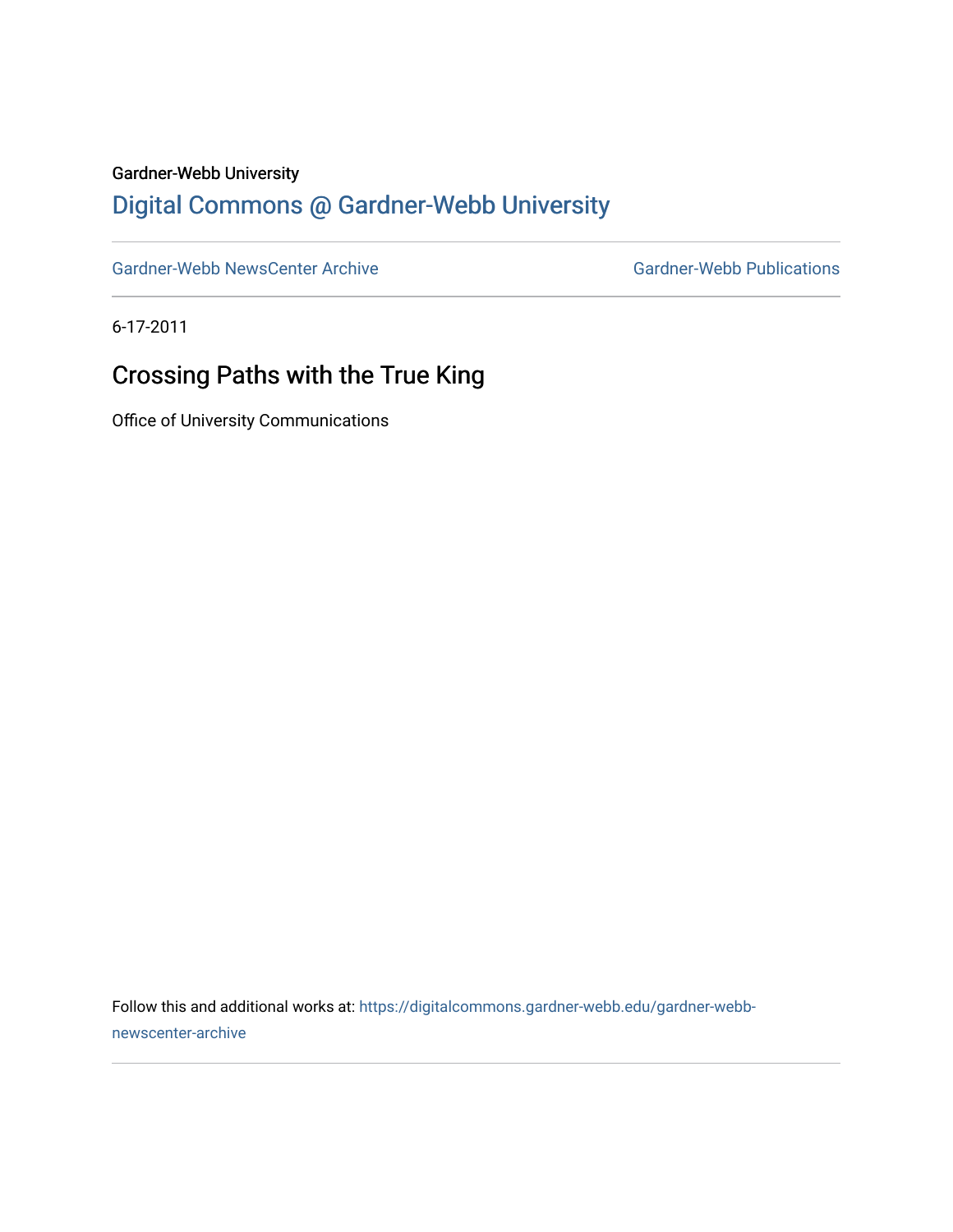Gardner-Webb University

# Digital Commons @ Gardner-Webb University

Gardner-Webb NewsCenter Archive | Gardner-Webb Publications

6-17-2011

## Crossing Paths with the True King

Office of University Communications

Follow this and additional works at: https://digitalcommons.gardner-webb.edu/gardner-webb-newscenter-archive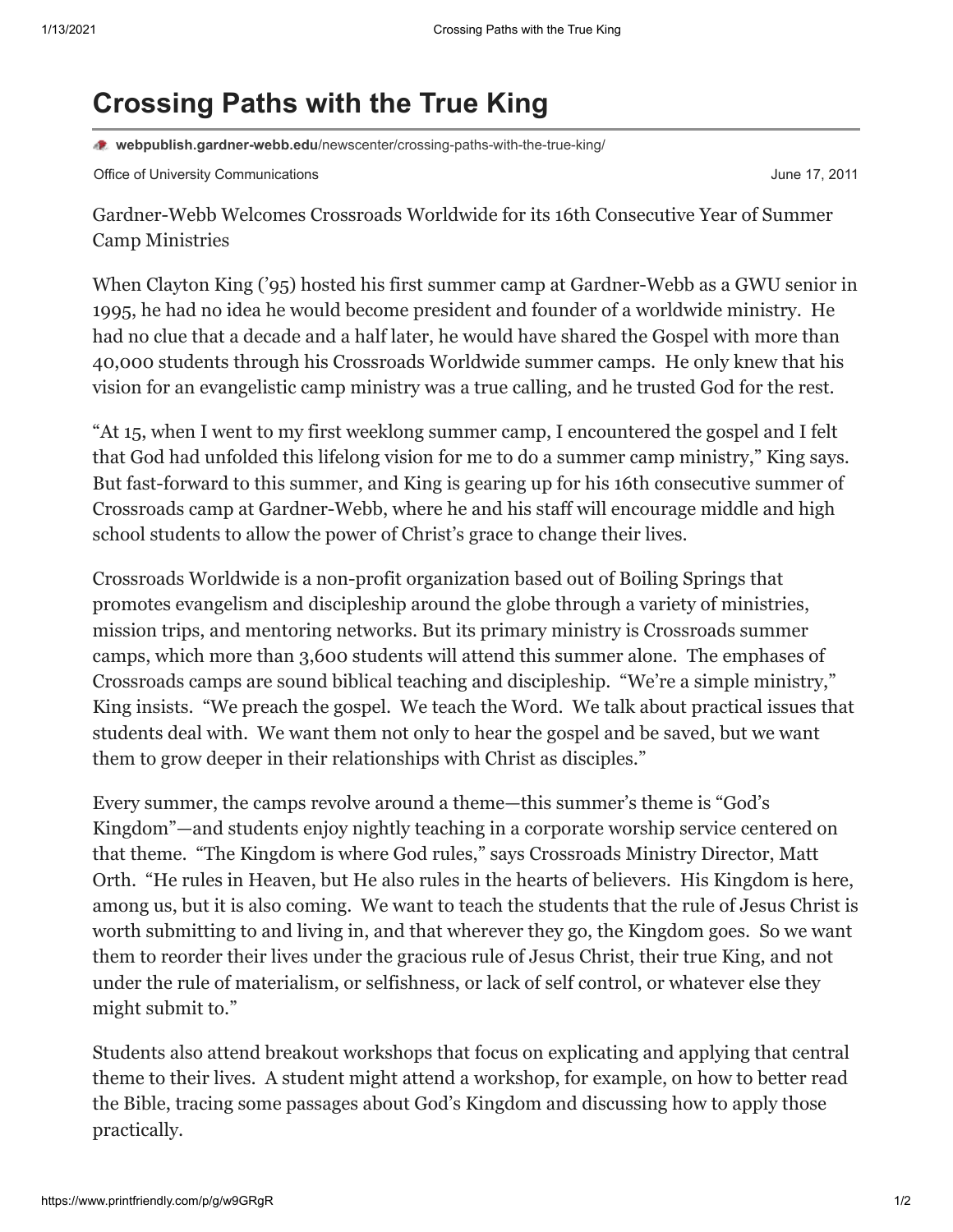# Crossing Paths with the True King

webpublish.gardner-webb.edu/newscenter/crossing-paths-with-the-true-king/

Office of University Communications June 17, 2011

Gardner-Webb Welcomes Crossroads Worldwide for its 16th Consecutive Year of Summer Camp Ministries

When Clayton King ('95) hosted his first summer camp at Gardner-Webb as a GWU senior in 1995, he had no idea he would become president and founder of a worldwide ministry. He had no clue that a decade and a half later, he would have shared the Gospel with more than 40,000 students through his Crossroads Worldwide summer camps. He only knew that his vision for an evangelistic camp ministry was a true calling, and he trusted God for the rest.

"At 15, when I went to my first weeklong summer camp, I encountered the gospel and I felt that God had unfolded this lifelong vision for me to do a summer camp ministry," King says. But fast-forward to this summer, and King is gearing up for his 16th consecutive summer of Crossroads camp at Gardner-Webb, where he and his staff will encourage middle and high school students to allow the power of Christ's grace to change their lives.

Crossroads Worldwide is a non-profit organization based out of Boiling Springs that promotes evangelism and discipleship around the globe through a variety of ministries, mission trips, and mentoring networks. But its primary ministry is Crossroads summer camps, which more than 3,600 students will attend this summer alone. The emphases of Crossroads camps are sound biblical teaching and discipleship. "We're a simple ministry," King insists. "We preach the gospel. We teach the Word. We talk about practical issues that students deal with. We want them not only to hear the gospel and be saved, but we want them to grow deeper in their relationships with Christ as disciples."

Every summer, the camps revolve around a theme—this summer's theme is "God's Kingdom"—and students enjoy nightly teaching in a corporate worship service centered on that theme. "The Kingdom is where God rules," says Crossroads Ministry Director, Matt Orth. "He rules in Heaven, but He also rules in the hearts of believers. His Kingdom is here, among us, but it is also coming. We want to teach the students that the rule of Jesus Christ is worth submitting to and living in, and that wherever they go, the Kingdom goes. So we want them to reorder their lives under the gracious rule of Jesus Christ, their true King, and not under the rule of materialism, or selfishness, or lack of self control, or whatever else they might submit to."

Students also attend breakout workshops that focus on explicating and applying that central theme to their lives. A student might attend a workshop, for example, on how to better read the Bible, tracing some passages about God's Kingdom and discussing how to apply those practically.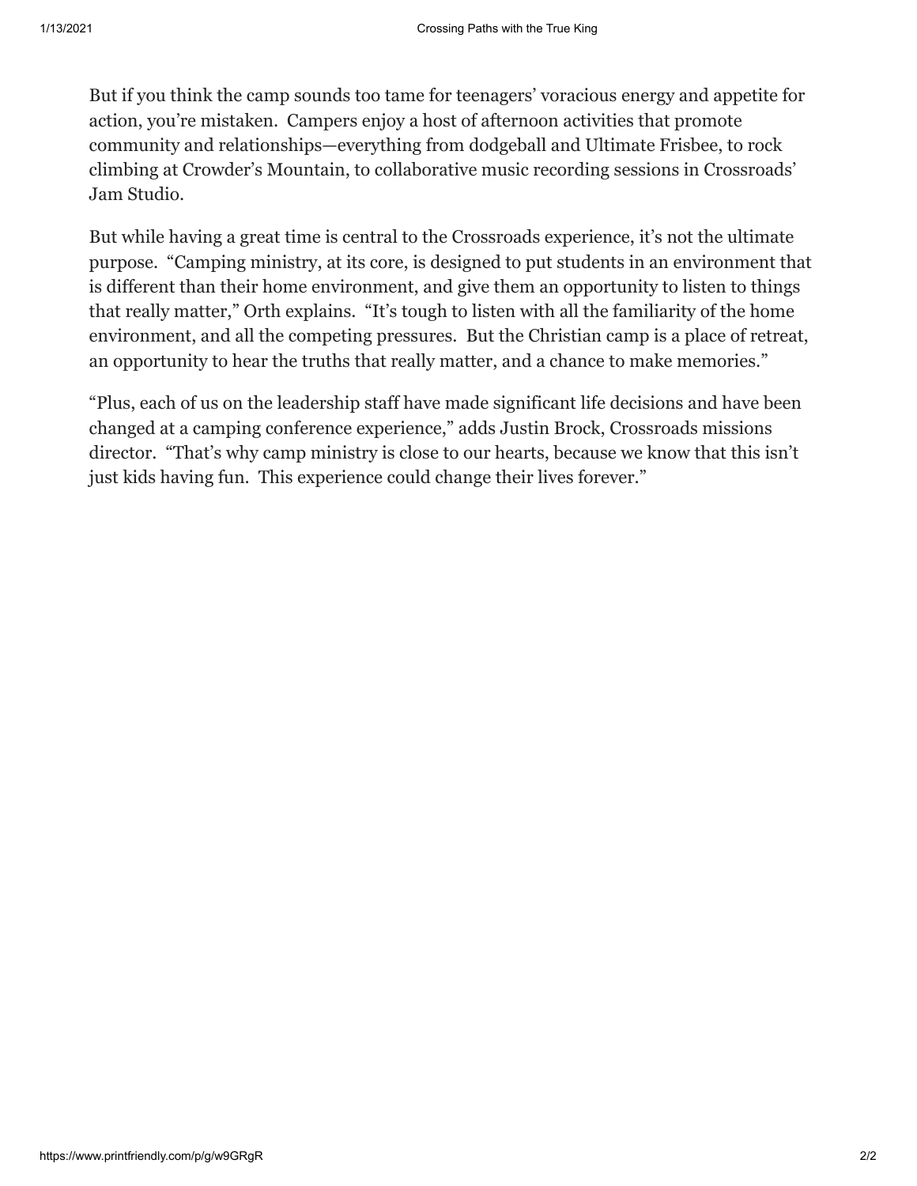But if you think the camp sounds too tame for teenagers' voracious energy and appetite for action, you're mistaken. Campers enjoy a host of afternoon activities that promote community and relationships—everything from dodgeball and Ultimate Frisbee, to rock climbing at Crowder's Mountain, to collaborative music recording sessions in Crossroads' Jam Studio.

But while having a great time is central to the Crossroads experience, it's not the ultimate purpose. "Camping ministry, at its core, is designed to put students in an environment that is different than their home environment, and give them an opportunity to listen to things that really matter," Orth explains. "It's tough to listen with all the familiarity of the home environment, and all the competing pressures. But the Christian camp is a place of retreat, an opportunity to hear the truths that really matter, and a chance to make memories."

"Plus, each of us on the leadership staff have made significant life decisions and have been changed at a camping conference experience," adds Justin Brock, Crossroads missions director. "That's why camp ministry is close to our hearts, because we know that this isn't just kids having fun. This experience could change their lives forever."